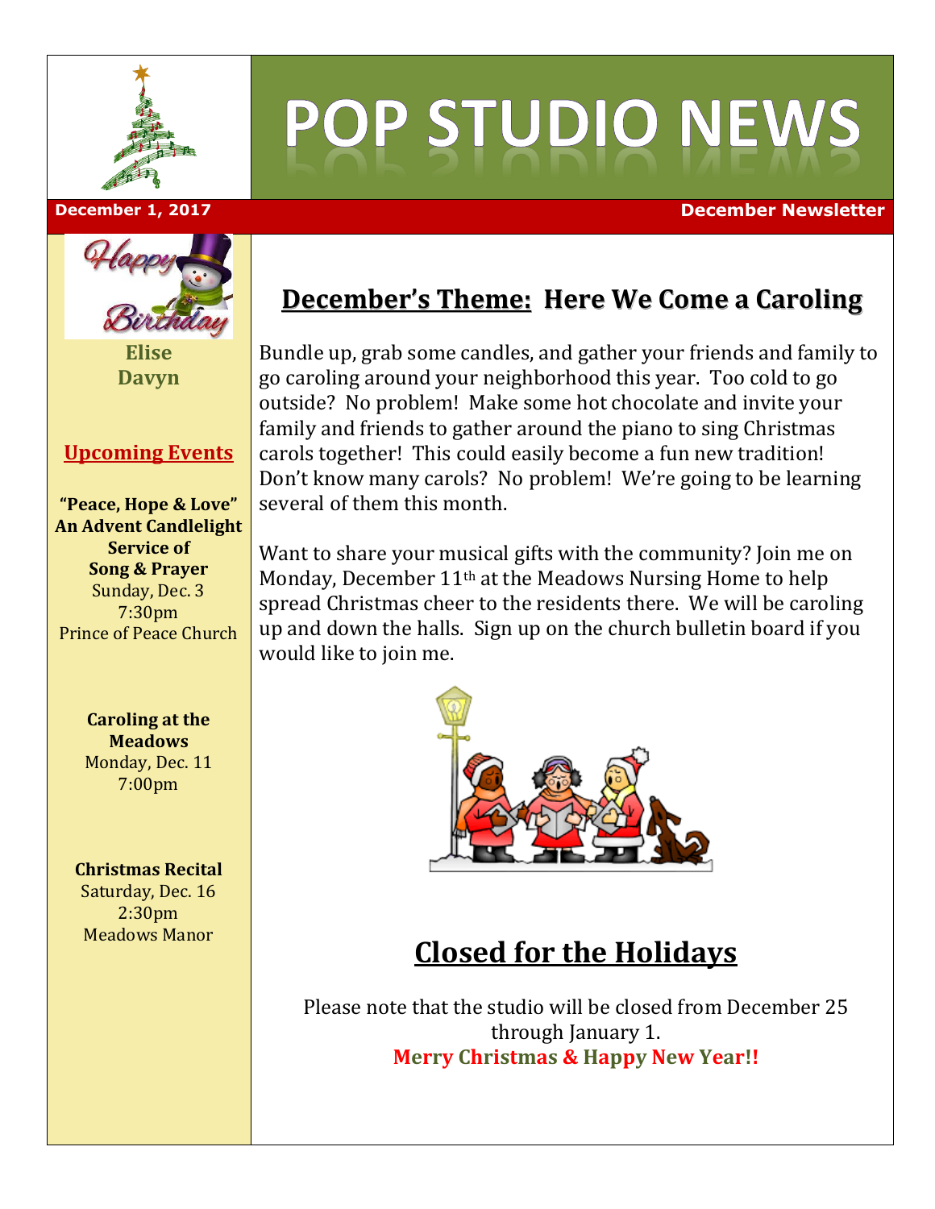# POP STUDIO NEWS

**December 1, 2017** — **December Newsletter**

Happy Birthday

**Elise**
**Davyn**

## Upcoming Events

**"Peace, Hope & Love"**
**An Advent Candlelight Service of Song & Prayer**
Sunday, Dec. 3
7:30pm
Prince of Peace Church

**Caroling at the Meadows**
Monday, Dec. 11
7:00pm

**Christmas Recital**
Saturday, Dec. 16
2:30pm
Meadows Manor

## December's Theme: Here We Come a Caroling

Bundle up, grab some candles, and gather your friends and family to go caroling around your neighborhood this year. Too cold to go outside? No problem! Make some hot chocolate and invite your family and friends to gather around the piano to sing Christmas carols together! This could easily become a fun new tradition! Don't know many carols? No problem! We're going to be learning several of them this month.

Want to share your musical gifts with the community? Join me on Monday, December 11th at the Meadows Nursing Home to help spread Christmas cheer to the residents there. We will be caroling up and down the halls. Sign up on the church bulletin board if you would like to join me.

## Closed for the Holidays

Please note that the studio will be closed from December 25 through January 1.

**Merry Christmas & Happy New Year!!**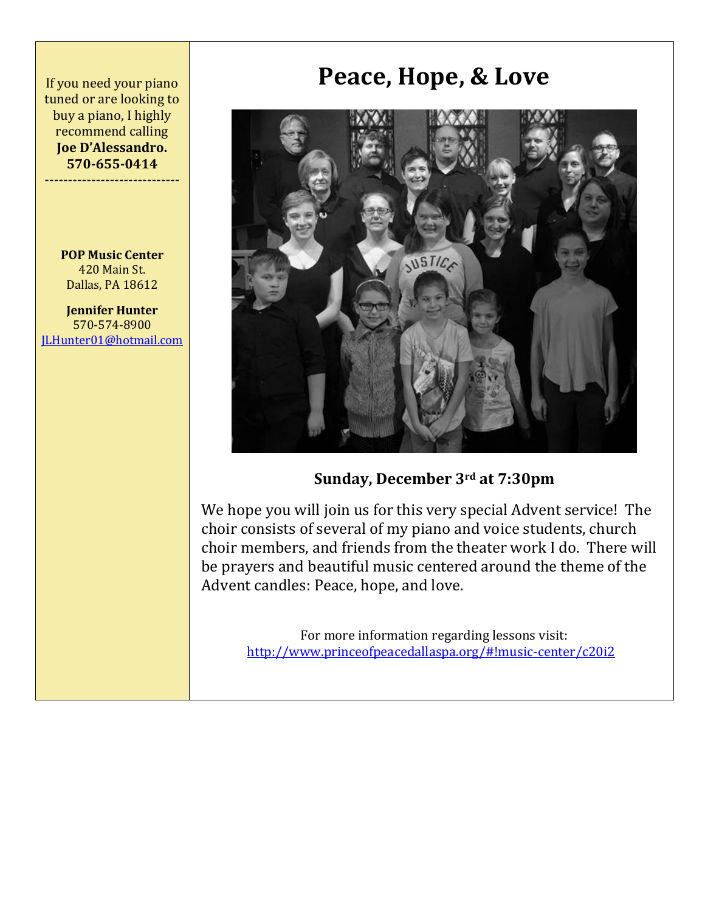If you need your piano tuned or are looking to buy a piano, I highly recommend calling **Joe D'Alessandro. 570-655-0414**

----------------------------

**POP Music Center**
420 Main St.
Dallas, PA 18612

**Jennifer Hunter**
570-574-8900
JLHunter01@hotmail.com

# Peace, Hope, & Love

**Sunday, December 3rd at 7:30pm**

We hope you will join us for this very special Advent service! The choir consists of several of my piano and voice students, church choir members, and friends from the theater work I do. There will be prayers and beautiful music centered around the theme of the Advent candles: Peace, hope, and love.

For more information regarding lessons visit:
http://www.princeofpeacedallaspa.org/#!music-center/c20i2